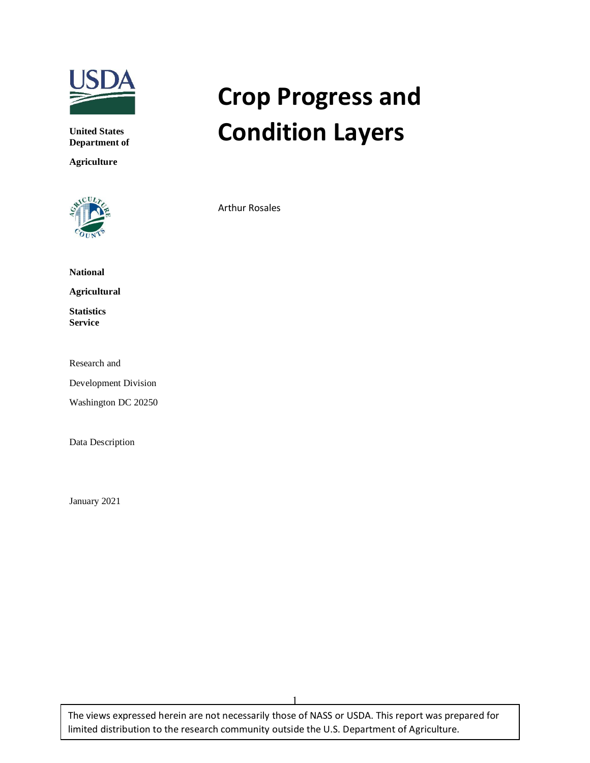**United States Department of Agriculture**

**National Agricultural Statistics Service**

Research and Development Division

Washington DC 20250

Data Description

January 2021

# Crop Progress and Condition Layers

Arthur Rosales

The views expressed herein are not necessarily those of NASS or USDA. This report was prepared for limited distribution to the research community outside the U.S. Department of Agriculture.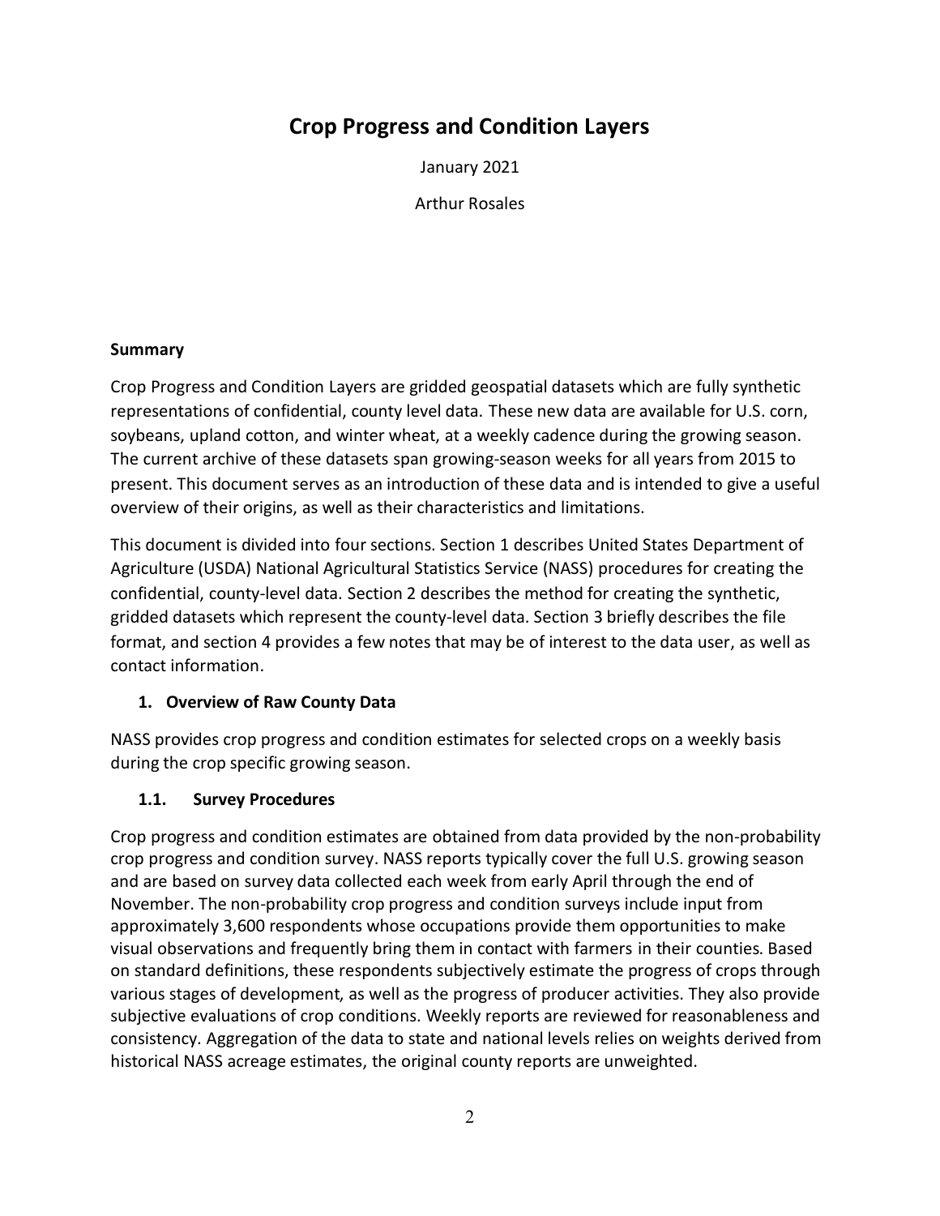# Crop Progress and Condition Layers

January 2021

Arthur Rosales

**Summary**

Crop Progress and Condition Layers are gridded geospatial datasets which are fully synthetic representations of confidential, county level data. These new data are available for U.S. corn, soybeans, upland cotton, and winter wheat, at a weekly cadence during the growing season. The current archive of these datasets span growing-season weeks for all years from 2015 to present. This document serves as an introduction of these data and is intended to give a useful overview of their origins, as well as their characteristics and limitations.

This document is divided into four sections. Section 1 describes United States Department of Agriculture (USDA) National Agricultural Statistics Service (NASS) procedures for creating the confidential, county-level data. Section 2 describes the method for creating the synthetic, gridded datasets which represent the county-level data. Section 3 briefly describes the file format, and section 4 provides a few notes that may be of interest to the data user, as well as contact information.

## 1. Overview of Raw County Data

NASS provides crop progress and condition estimates for selected crops on a weekly basis during the crop specific growing season.

### 1.1. Survey Procedures

Crop progress and condition estimates are obtained from data provided by the non-probability crop progress and condition survey. NASS reports typically cover the full U.S. growing season and are based on survey data collected each week from early April through the end of November. The non-probability crop progress and condition surveys include input from approximately 3,600 respondents whose occupations provide them opportunities to make visual observations and frequently bring them in contact with farmers in their counties. Based on standard definitions, these respondents subjectively estimate the progress of crops through various stages of development, as well as the progress of producer activities. They also provide subjective evaluations of crop conditions. Weekly reports are reviewed for reasonableness and consistency. Aggregation of the data to state and national levels relies on weights derived from historical NASS acreage estimates, the original county reports are unweighted.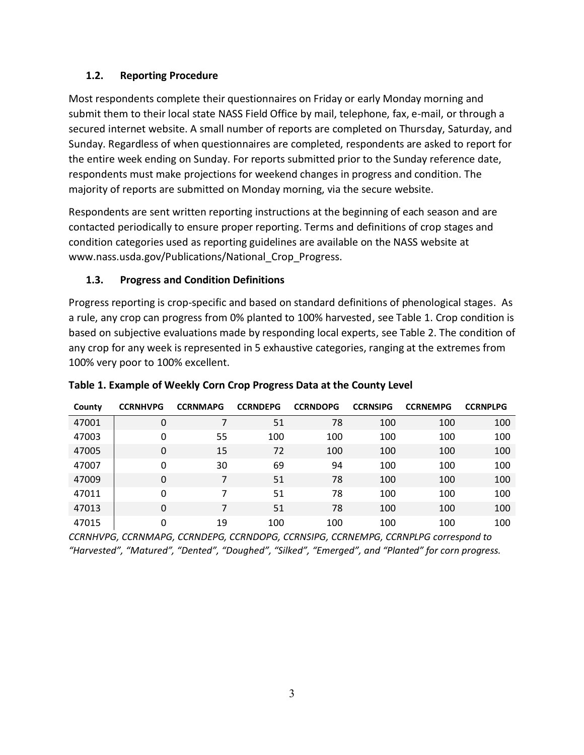### 1.2. Reporting Procedure

Most respondents complete their questionnaires on Friday or early Monday morning and submit them to their local state NASS Field Office by mail, telephone, fax, e-mail, or through a secured internet website. A small number of reports are completed on Thursday, Saturday, and Sunday. Regardless of when questionnaires are completed, respondents are asked to report for the entire week ending on Sunday. For reports submitted prior to the Sunday reference date, respondents must make projections for weekend changes in progress and condition. The majority of reports are submitted on Monday morning, via the secure website.

Respondents are sent written reporting instructions at the beginning of each season and are contacted periodically to ensure proper reporting. Terms and definitions of crop stages and condition categories used as reporting guidelines are available on the NASS website at www.nass.usda.gov/Publications/National_Crop_Progress.

### 1.3. Progress and Condition Definitions

Progress reporting is crop-specific and based on standard definitions of phenological stages. As a rule, any crop can progress from 0% planted to 100% harvested, see Table 1. Crop condition is based on subjective evaluations made by responding local experts, see Table 2. The condition of any crop for any week is represented in 5 exhaustive categories, ranging at the extremes from 100% very poor to 100% excellent.

**Table 1. Example of Weekly Corn Crop Progress Data at the County Level**

| County | CCRNHVPG | CCRNMAPG | CCRNDEPG | CCRNDOPG | CCRNSIPG | CCRNEMPG | CCRNPLPG |
|---|---|---|---|---|---|---|---|
| 47001 | 0 | 7 | 51 | 78 | 100 | 100 | 100 |
| 47003 | 0 | 55 | 100 | 100 | 100 | 100 | 100 |
| 47005 | 0 | 15 | 72 | 100 | 100 | 100 | 100 |
| 47007 | 0 | 30 | 69 | 94 | 100 | 100 | 100 |
| 47009 | 0 | 7 | 51 | 78 | 100 | 100 | 100 |
| 47011 | 0 | 7 | 51 | 78 | 100 | 100 | 100 |
| 47013 | 0 | 7 | 51 | 78 | 100 | 100 | 100 |
| 47015 | 0 | 19 | 100 | 100 | 100 | 100 | 100 |

*CCRNHVPG, CCRNMAPG, CCRNDEPG, CCRNDOPG, CCRNSIPG, CCRNEMPG, CCRNPLPG correspond to "Harvested", "Matured", "Dented", "Doughed", "Silked", "Emerged", and "Planted" for corn progress.*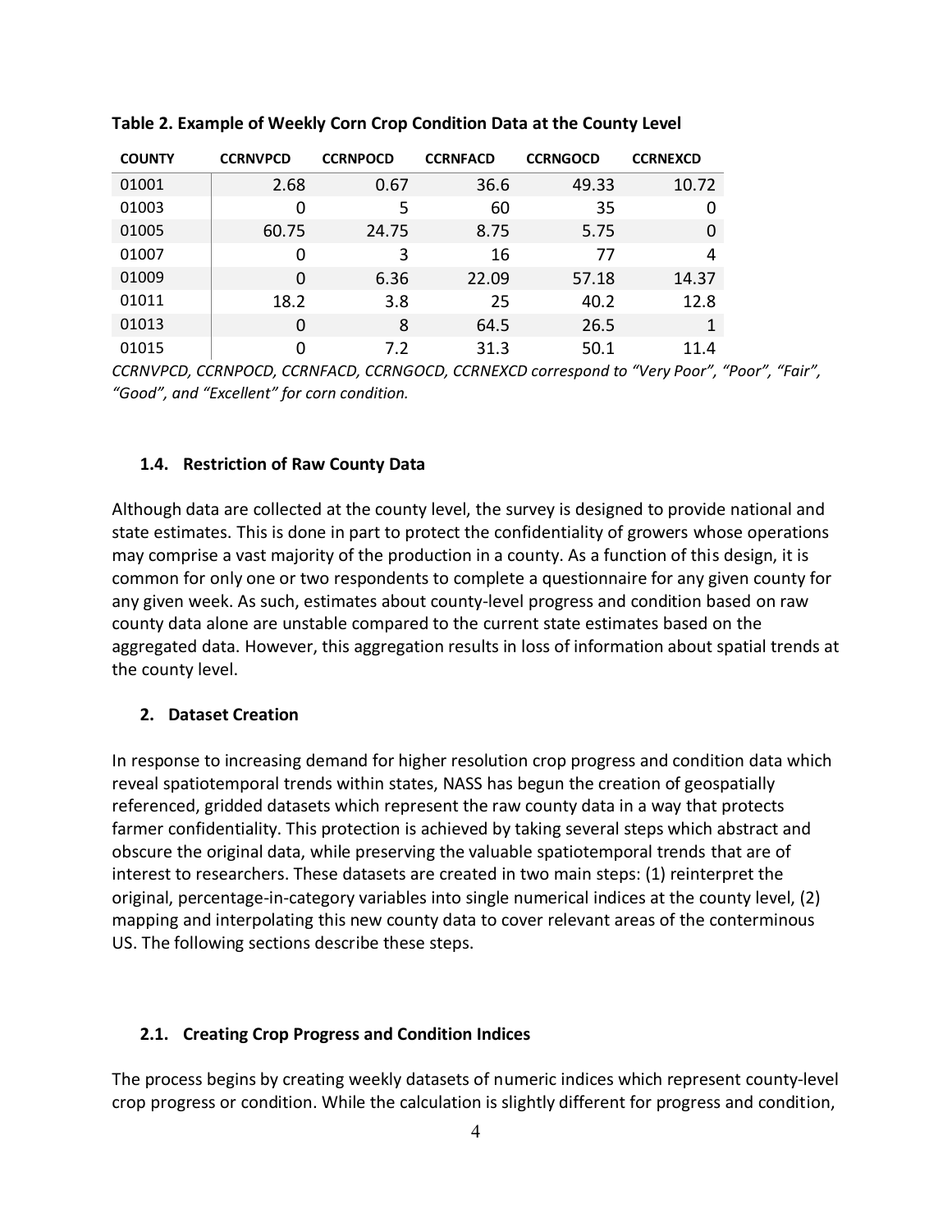**Table 2. Example of Weekly Corn Crop Condition Data at the County Level**

| COUNTY | CCRNVPCD | CCRNPOCD | CCRNFACD | CCRNGOCD | CCRNEXCD |
| --- | --- | --- | --- | --- | --- |
| 01001 | 2.68 | 0.67 | 36.6 | 49.33 | 10.72 |
| 01003 | 0 | 5 | 60 | 35 | 0 |
| 01005 | 60.75 | 24.75 | 8.75 | 5.75 | 0 |
| 01007 | 0 | 3 | 16 | 77 | 4 |
| 01009 | 0 | 6.36 | 22.09 | 57.18 | 14.37 |
| 01011 | 18.2 | 3.8 | 25 | 40.2 | 12.8 |
| 01013 | 0 | 8 | 64.5 | 26.5 | 1 |
| 01015 | 0 | 7.2 | 31.3 | 50.1 | 11.4 |

*CCRNVPCD, CCRNPOCD, CCRNFACD, CCRNGOCD, CCRNEXCD correspond to "Very Poor", "Poor", "Fair", "Good", and "Excellent" for corn condition.*

### 1.4. Restriction of Raw County Data

Although data are collected at the county level, the survey is designed to provide national and state estimates. This is done in part to protect the confidentiality of growers whose operations may comprise a vast majority of the production in a county. As a function of this design, it is common for only one or two respondents to complete a questionnaire for any given county for any given week. As such, estimates about county-level progress and condition based on raw county data alone are unstable compared to the current state estimates based on the aggregated data. However, this aggregation results in loss of information about spatial trends at the county level.

## 2. Dataset Creation

In response to increasing demand for higher resolution crop progress and condition data which reveal spatiotemporal trends within states, NASS has begun the creation of geospatially referenced, gridded datasets which represent the raw county data in a way that protects farmer confidentiality. This protection is achieved by taking several steps which abstract and obscure the original data, while preserving the valuable spatiotemporal trends that are of interest to researchers. These datasets are created in two main steps: (1) reinterpret the original, percentage-in-category variables into single numerical indices at the county level, (2) mapping and interpolating this new county data to cover relevant areas of the conterminous US. The following sections describe these steps.

### 2.1. Creating Crop Progress and Condition Indices

The process begins by creating weekly datasets of numeric indices which represent county-level crop progress or condition. While the calculation is slightly different for progress and condition,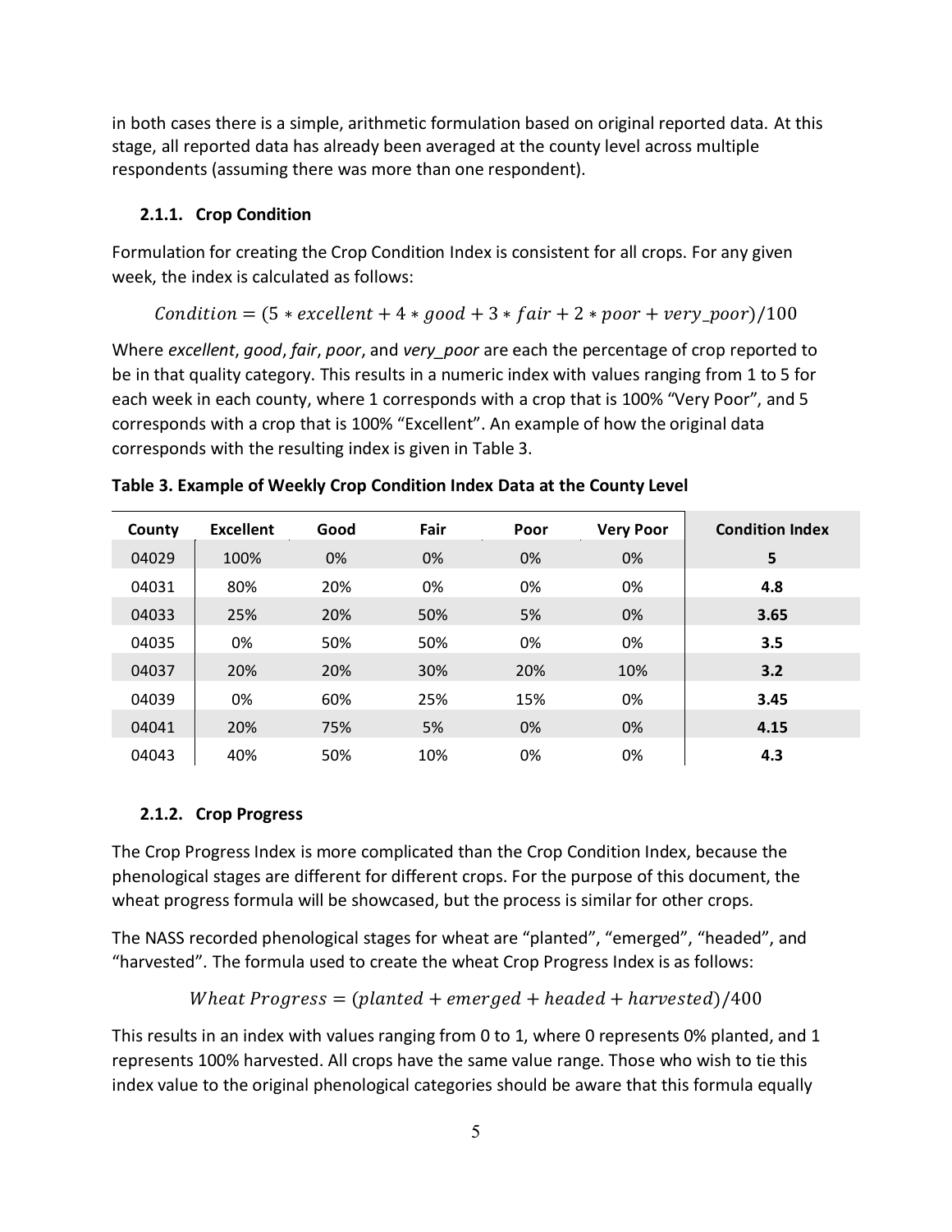in both cases there is a simple, arithmetic formulation based on original reported data. At this stage, all reported data has already been averaged at the county level across multiple respondents (assuming there was more than one respondent).

### 2.1.1. Crop Condition

Formulation for creating the Crop Condition Index is consistent for all crops. For any given week, the index is calculated as follows:

$$Condition = (5 * excellent + 4 * good + 3 * fair + 2 * poor + very\_poor)/100$$

Where *excellent*, *good*, *fair*, *poor*, and *very_poor* are each the percentage of crop reported to be in that quality category. This results in a numeric index with values ranging from 1 to 5 for each week in each county, where 1 corresponds with a crop that is 100% "Very Poor", and 5 corresponds with a crop that is 100% "Excellent". An example of how the original data corresponds with the resulting index is given in Table 3.

**Table 3. Example of Weekly Crop Condition Index Data at the County Level**

| County | Excellent | Good | Fair | Poor | Very Poor | Condition Index |
|---|---|---|---|---|---|---|
| 04029 | 100% | 0% | 0% | 0% | 0% | **5** |
| 04031 | 80% | 20% | 0% | 0% | 0% | **4.8** |
| 04033 | 25% | 20% | 50% | 5% | 0% | **3.65** |
| 04035 | 0% | 50% | 50% | 0% | 0% | **3.5** |
| 04037 | 20% | 20% | 30% | 20% | 10% | **3.2** |
| 04039 | 0% | 60% | 25% | 15% | 0% | **3.45** |
| 04041 | 20% | 75% | 5% | 0% | 0% | **4.15** |
| 04043 | 40% | 50% | 10% | 0% | 0% | **4.3** |

### 2.1.2. Crop Progress

The Crop Progress Index is more complicated than the Crop Condition Index, because the phenological stages are different for different crops. For the purpose of this document, the wheat progress formula will be showcased, but the process is similar for other crops.

The NASS recorded phenological stages for wheat are "planted", "emerged", "headed", and "harvested". The formula used to create the wheat Crop Progress Index is as follows:

$$Wheat\ Progress = (planted + emerged + headed + harvested)/400$$

This results in an index with values ranging from 0 to 1, where 0 represents 0% planted, and 1 represents 100% harvested. All crops have the same value range. Those who wish to tie this index value to the original phenological categories should be aware that this formula equally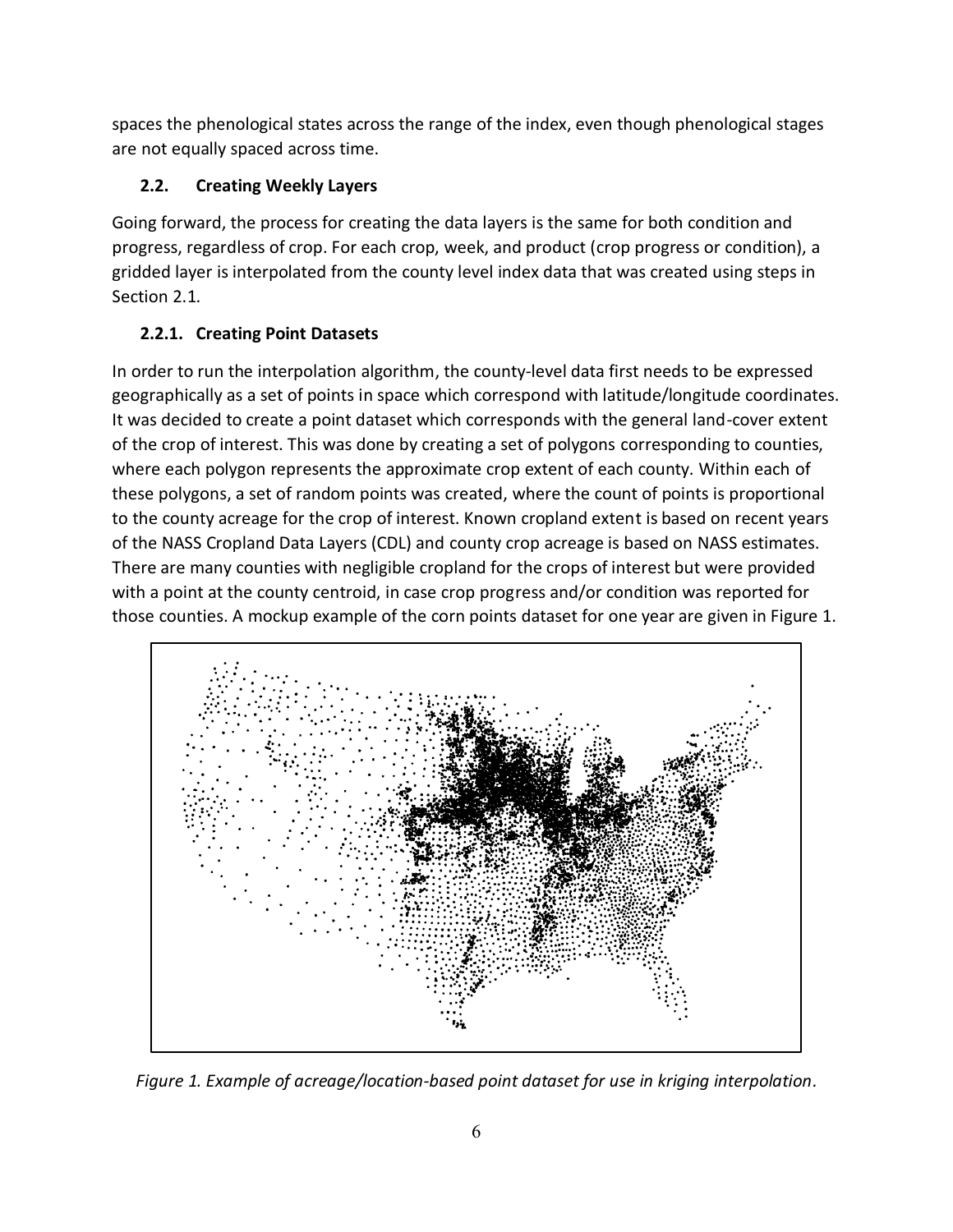spaces the phenological states across the range of the index, even though phenological stages are not equally spaced across time.

## 2.2. Creating Weekly Layers

Going forward, the process for creating the data layers is the same for both condition and progress, regardless of crop. For each crop, week, and product (crop progress or condition), a gridded layer is interpolated from the county level index data that was created using steps in Section 2.1.

### 2.2.1. Creating Point Datasets

In order to run the interpolation algorithm, the county-level data first needs to be expressed geographically as a set of points in space which correspond with latitude/longitude coordinates. It was decided to create a point dataset which corresponds with the general land-cover extent of the crop of interest. This was done by creating a set of polygons corresponding to counties, where each polygon represents the approximate crop extent of each county. Within each of these polygons, a set of random points was created, where the count of points is proportional to the county acreage for the crop of interest. Known cropland extent is based on recent years of the NASS Cropland Data Layers (CDL) and county crop acreage is based on NASS estimates. There are many counties with negligible cropland for the crops of interest but were provided with a point at the county centroid, in case crop progress and/or condition was reported for those counties. A mockup example of the corn points dataset for one year are given in Figure 1.

*Figure 1. Example of acreage/location-based point dataset for use in kriging interpolation.*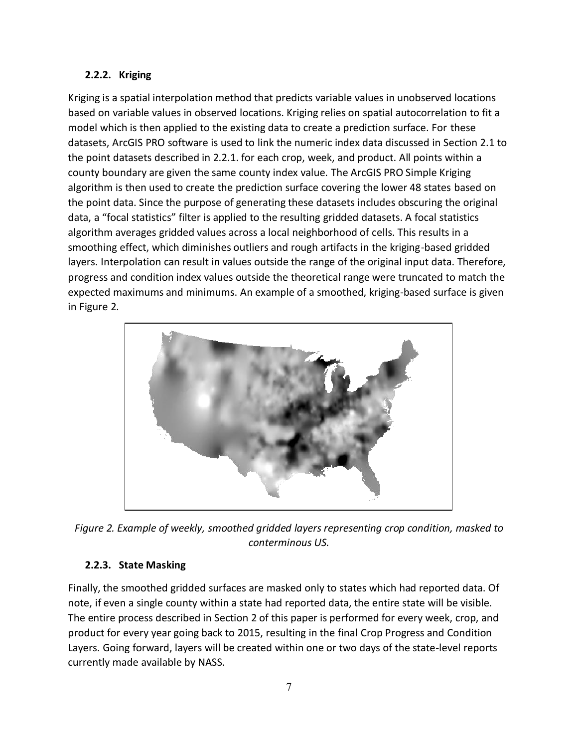### 2.2.2. Kriging

Kriging is a spatial interpolation method that predicts variable values in unobserved locations based on variable values in observed locations. Kriging relies on spatial autocorrelation to fit a model which is then applied to the existing data to create a prediction surface. For these datasets, ArcGIS PRO software is used to link the numeric index data discussed in Section 2.1 to the point datasets described in 2.2.1. for each crop, week, and product. All points within a county boundary are given the same county index value. The ArcGIS PRO Simple Kriging algorithm is then used to create the prediction surface covering the lower 48 states based on the point data. Since the purpose of generating these datasets includes obscuring the original data, a "focal statistics" filter is applied to the resulting gridded datasets. A focal statistics algorithm averages gridded values across a local neighborhood of cells. This results in a smoothing effect, which diminishes outliers and rough artifacts in the kriging-based gridded layers. Interpolation can result in values outside the range of the original input data. Therefore, progress and condition index values outside the theoretical range were truncated to match the expected maximums and minimums. An example of a smoothed, kriging-based surface is given in Figure 2.

*Figure 2. Example of weekly, smoothed gridded layers representing crop condition, masked to conterminous US.*

### 2.2.3. State Masking

Finally, the smoothed gridded surfaces are masked only to states which had reported data. Of note, if even a single county within a state had reported data, the entire state will be visible. The entire process described in Section 2 of this paper is performed for every week, crop, and product for every year going back to 2015, resulting in the final Crop Progress and Condition Layers. Going forward, layers will be created within one or two days of the state-level reports currently made available by NASS.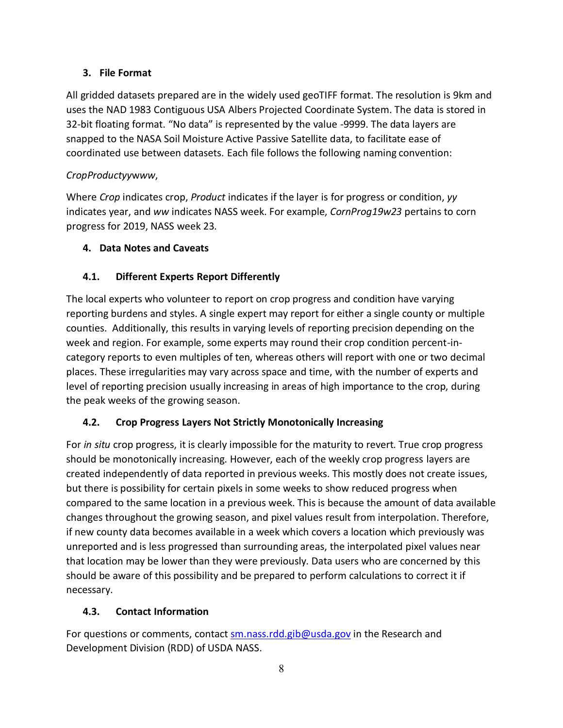## 3. File Format

All gridded datasets prepared are in the widely used geoTIFF format. The resolution is 9km and uses the NAD 1983 Contiguous USA Albers Projected Coordinate System. The data is stored in 32-bit floating format. "No data" is represented by the value -9999. The data layers are snapped to the NASA Soil Moisture Active Passive Satellite data, to facilitate ease of coordinated use between datasets. Each file follows the following naming convention:

*CropProductyywww*,

Where *Crop* indicates crop, *Product* indicates if the layer is for progress or condition, *yy* indicates year, and *ww* indicates NASS week. For example, *CornProg19w23* pertains to corn progress for 2019, NASS week 23.

## 4. Data Notes and Caveats

### 4.1. Different Experts Report Differently

The local experts who volunteer to report on crop progress and condition have varying reporting burdens and styles. A single expert may report for either a single county or multiple counties. Additionally, this results in varying levels of reporting precision depending on the week and region. For example, some experts may round their crop condition percent-in-category reports to even multiples of ten, whereas others will report with one or two decimal places. These irregularities may vary across space and time, with the number of experts and level of reporting precision usually increasing in areas of high importance to the crop, during the peak weeks of the growing season.

### 4.2. Crop Progress Layers Not Strictly Monotonically Increasing

For *in situ* crop progress, it is clearly impossible for the maturity to revert. True crop progress should be monotonically increasing. However, each of the weekly crop progress layers are created independently of data reported in previous weeks. This mostly does not create issues, but there is possibility for certain pixels in some weeks to show reduced progress when compared to the same location in a previous week. This is because the amount of data available changes throughout the growing season, and pixel values result from interpolation. Therefore, if new county data becomes available in a week which covers a location which previously was unreported and is less progressed than surrounding areas, the interpolated pixel values near that location may be lower than they were previously. Data users who are concerned by this should be aware of this possibility and be prepared to perform calculations to correct it if necessary.

### 4.3. Contact Information

For questions or comments, contact sm.nass.rdd.gib@usda.gov in the Research and Development Division (RDD) of USDA NASS.